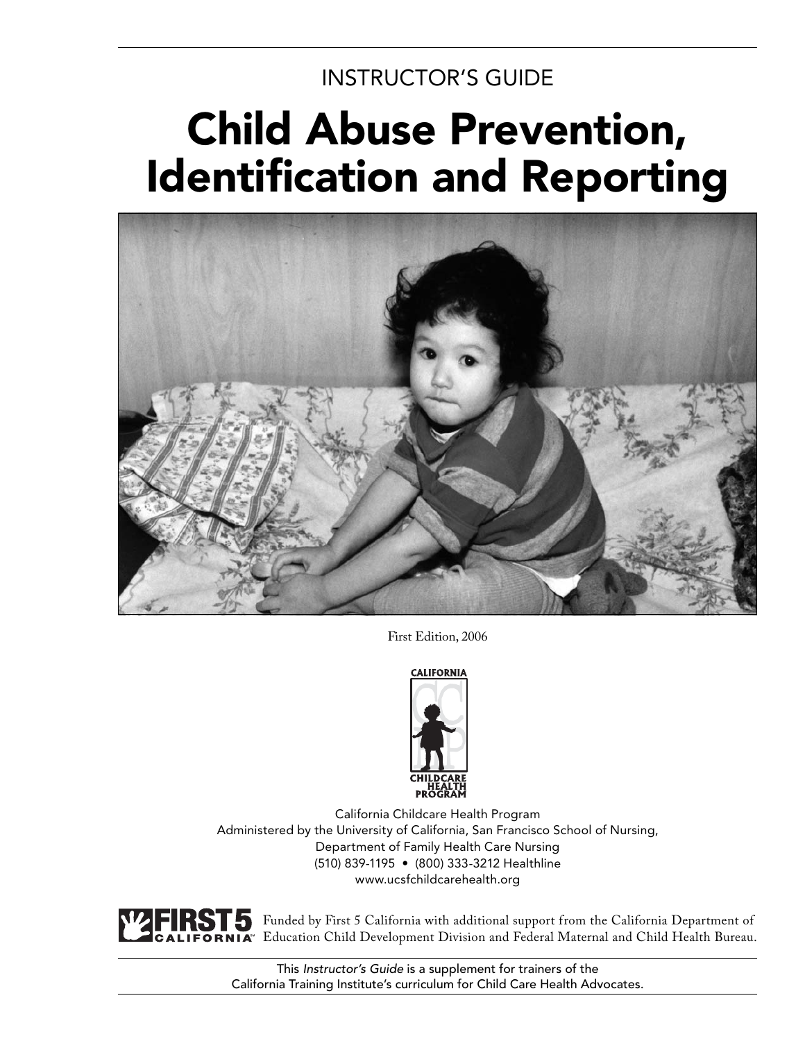INSTRUCTOR'S GUIDE

# Child Abuse Prevention, Identification and Reporting

First Edition, 2006

California Childcare Health Program
Administered by the University of California, San Francisco School of Nursing,
Department of Family Health Care Nursing
(510) 839-1195 • (800) 333-3212 Healthline
www.ucsfchildcarehealth.org

Funded by First 5 California with additional support from the California Department of Education Child Development Division and Federal Maternal and Child Health Bureau.

This *Instructor's Guide* is a supplement for trainers of the California Training Institute's curriculum for Child Care Health Advocates.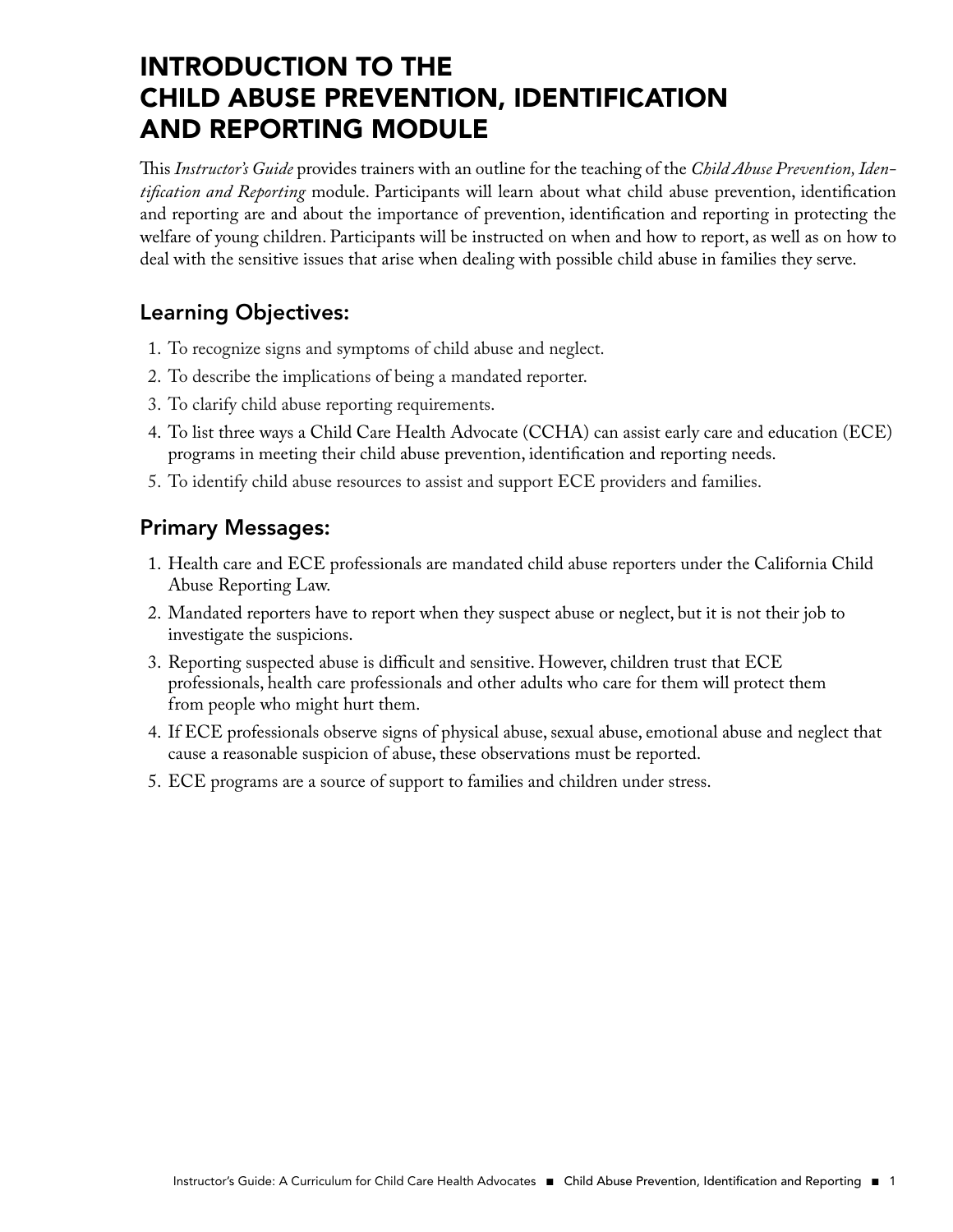# INTRODUCTION TO THE CHILD ABUSE PREVENTION, IDENTIFICATION AND REPORTING MODULE

This *Instructor's Guide* provides trainers with an outline for the teaching of the *Child Abuse Prevention, Identification and Reporting* module. Participants will learn about what child abuse prevention, identification and reporting are and about the importance of prevention, identification and reporting in protecting the welfare of young children. Participants will be instructed on when and how to report, as well as on how to deal with the sensitive issues that arise when dealing with possible child abuse in families they serve.

## Learning Objectives:

1. To recognize signs and symptoms of child abuse and neglect.
2. To describe the implications of being a mandated reporter.
3. To clarify child abuse reporting requirements.
4. To list three ways a Child Care Health Advocate (CCHA) can assist early care and education (ECE) programs in meeting their child abuse prevention, identification and reporting needs.
5. To identify child abuse resources to assist and support ECE providers and families.

## Primary Messages:

1. Health care and ECE professionals are mandated child abuse reporters under the California Child Abuse Reporting Law.
2. Mandated reporters have to report when they suspect abuse or neglect, but it is not their job to investigate the suspicions.
3. Reporting suspected abuse is difficult and sensitive. However, children trust that ECE professionals, health care professionals and other adults who care for them will protect them from people who might hurt them.
4. If ECE professionals observe signs of physical abuse, sexual abuse, emotional abuse and neglect that cause a reasonable suspicion of abuse, these observations must be reported.
5. ECE programs are a source of support to families and children under stress.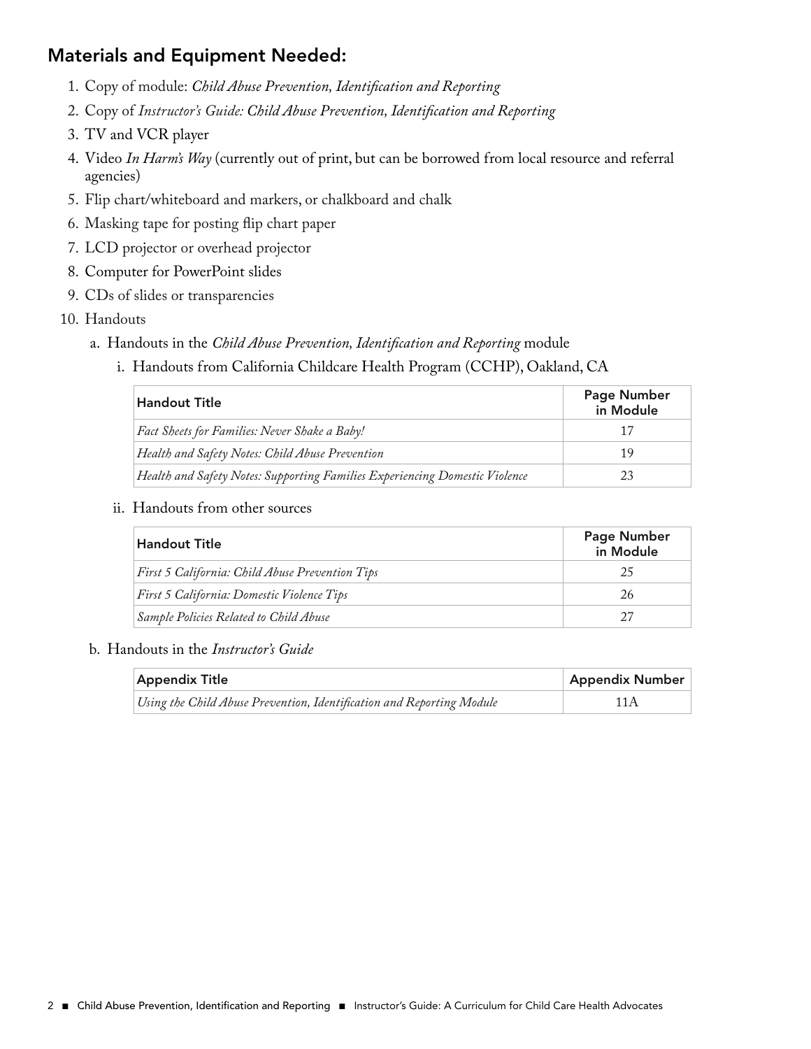## Materials and Equipment Needed:

1. Copy of module: *Child Abuse Prevention, Identification and Reporting*
2. Copy of *Instructor's Guide: Child Abuse Prevention, Identification and Reporting*
3. TV and VCR player
4. Video *In Harm's Way* (currently out of print, but can be borrowed from local resource and referral agencies)
5. Flip chart/whiteboard and markers, or chalkboard and chalk
6. Masking tape for posting flip chart paper
7. LCD projector or overhead projector
8. Computer for PowerPoint slides
9. CDs of slides or transparencies
10. Handouts
    a. Handouts in the *Child Abuse Prevention, Identification and Reporting* module
        i. Handouts from California Childcare Health Program (CCHP), Oakland, CA

| Handout Title | Page Number in Module |
|---|---|
| *Fact Sheets for Families: Never Shake a Baby!* | 17 |
| *Health and Safety Notes: Child Abuse Prevention* | 19 |
| *Health and Safety Notes: Supporting Families Experiencing Domestic Violence* | 23 |

        ii. Handouts from other sources

| Handout Title | Page Number in Module |
|---|---|
| *First 5 California: Child Abuse Prevention Tips* | 25 |
| *First 5 California: Domestic Violence Tips* | 26 |
| *Sample Policies Related to Child Abuse* | 27 |

    b. Handouts in the *Instructor's Guide*

| Appendix Title | Appendix Number |
|---|---|
| *Using the Child Abuse Prevention, Identification and Reporting Module* | 11A |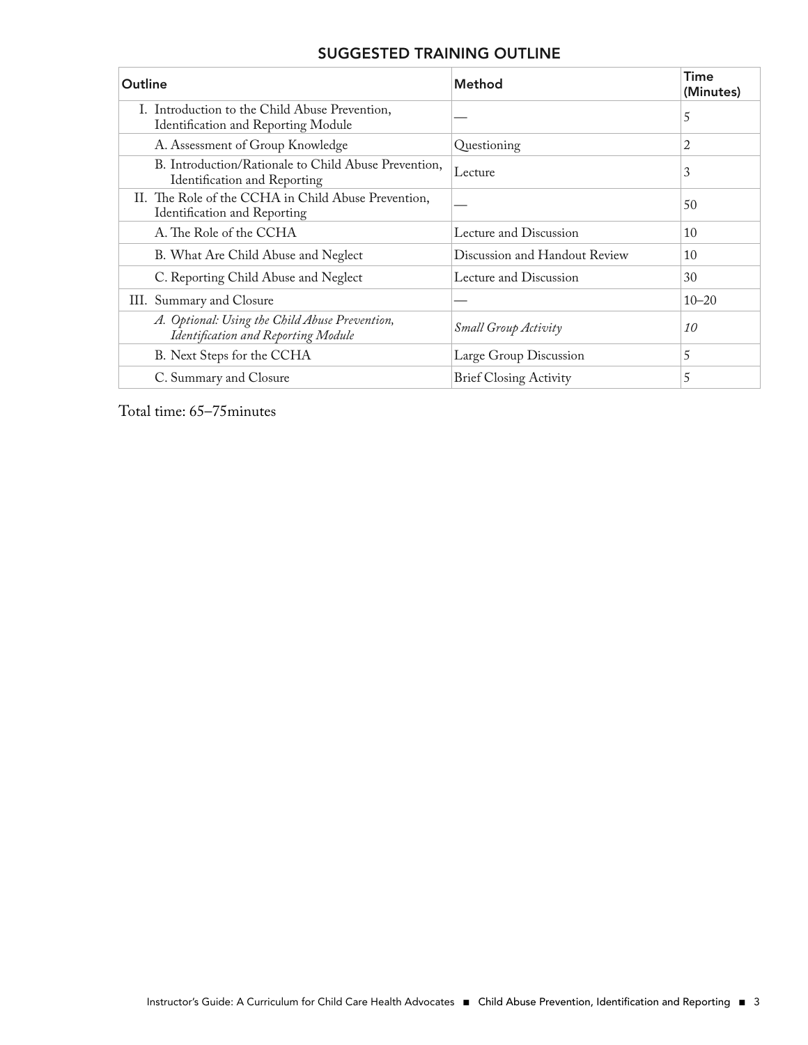## SUGGESTED TRAINING OUTLINE

| Outline | Method | Time (Minutes) |
|---|---|---|
| I. Introduction to the Child Abuse Prevention, Identification and Reporting Module | — | 5 |
| A. Assessment of Group Knowledge | Questioning | 2 |
| B. Introduction/Rationale to Child Abuse Prevention, Identification and Reporting | Lecture | 3 |
| II. The Role of the CCHA in Child Abuse Prevention, Identification and Reporting | — | 50 |
| A. The Role of the CCHA | Lecture and Discussion | 10 |
| B. What Are Child Abuse and Neglect | Discussion and Handout Review | 10 |
| C. Reporting Child Abuse and Neglect | Lecture and Discussion | 30 |
| III. Summary and Closure | — | 10–20 |
| *A. Optional: Using the Child Abuse Prevention, Identification and Reporting Module* | *Small Group Activity* | *10* |
| B. Next Steps for the CCHA | Large Group Discussion | 5 |
| C. Summary and Closure | Brief Closing Activity | 5 |

Total time: 65–75minutes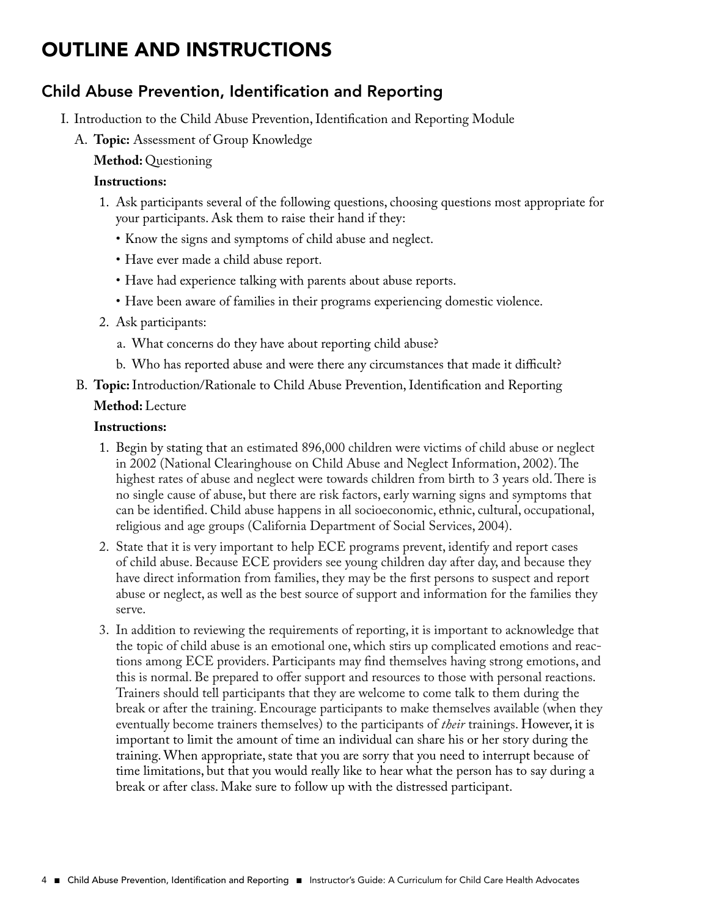# OUTLINE AND INSTRUCTIONS

## Child Abuse Prevention, Identification and Reporting

I. Introduction to the Child Abuse Prevention, Identification and Reporting Module

A. **Topic:** Assessment of Group Knowledge

**Method:** Questioning

**Instructions:**

1. Ask participants several of the following questions, choosing questions most appropriate for your participants. Ask them to raise their hand if they:
   - Know the signs and symptoms of child abuse and neglect.
   - Have ever made a child abuse report.
   - Have had experience talking with parents about abuse reports.
   - Have been aware of families in their programs experiencing domestic violence.
2. Ask participants:
   a. What concerns do they have about reporting child abuse?
   b. Who has reported abuse and were there any circumstances that made it difficult?

B. **Topic:** Introduction/Rationale to Child Abuse Prevention, Identification and Reporting

**Method:** Lecture

**Instructions:**

1. Begin by stating that an estimated 896,000 children were victims of child abuse or neglect in 2002 (National Clearinghouse on Child Abuse and Neglect Information, 2002). The highest rates of abuse and neglect were towards children from birth to 3 years old. There is no single cause of abuse, but there are risk factors, early warning signs and symptoms that can be identified. Child abuse happens in all socioeconomic, ethnic, cultural, occupational, religious and age groups (California Department of Social Services, 2004).
2. State that it is very important to help ECE programs prevent, identify and report cases of child abuse. Because ECE providers see young children day after day, and because they have direct information from families, they may be the first persons to suspect and report abuse or neglect, as well as the best source of support and information for the families they serve.
3. In addition to reviewing the requirements of reporting, it is important to acknowledge that the topic of child abuse is an emotional one, which stirs up complicated emotions and reactions among ECE providers. Participants may find themselves having strong emotions, and this is normal. Be prepared to offer support and resources to those with personal reactions. Trainers should tell participants that they are welcome to come talk to them during the break or after the training. Encourage participants to make themselves available (when they eventually become trainers themselves) to the participants of *their* trainings. However, it is important to limit the amount of time an individual can share his or her story during the training. When appropriate, state that you are sorry that you need to interrupt because of time limitations, but that you would really like to hear what the person has to say during a break or after class. Make sure to follow up with the distressed participant.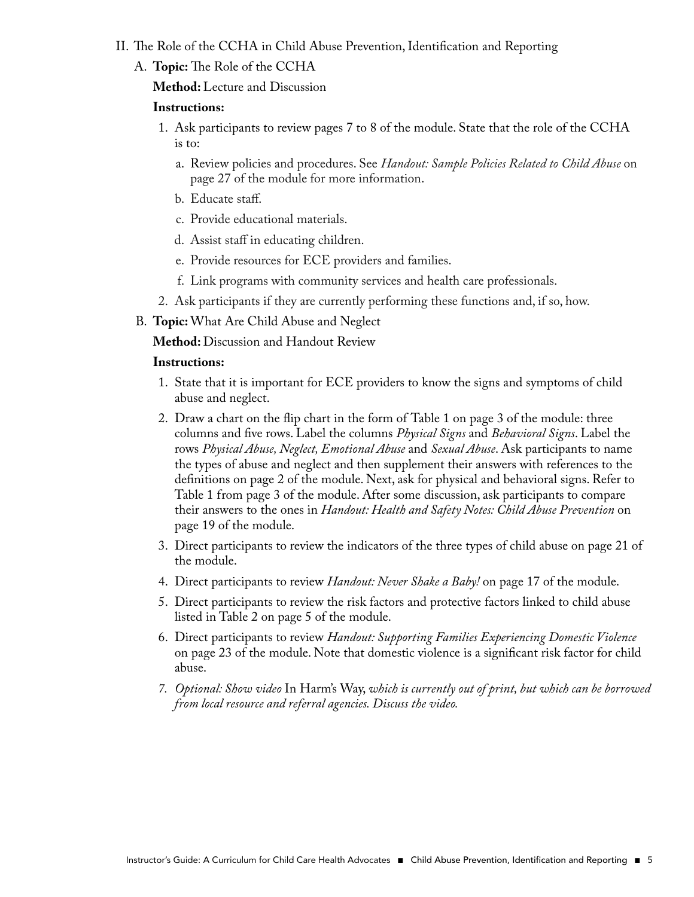II. The Role of the CCHA in Child Abuse Prevention, Identification and Reporting

A. **Topic:** The Role of the CCHA

**Method:** Lecture and Discussion

**Instructions:**

1. Ask participants to review pages 7 to 8 of the module. State that the role of the CCHA is to:
    a. Review policies and procedures. See *Handout: Sample Policies Related to Child Abuse* on page 27 of the module for more information.
    b. Educate staff.
    c. Provide educational materials.
    d. Assist staff in educating children.
    e. Provide resources for ECE providers and families.
    f. Link programs with community services and health care professionals.
2. Ask participants if they are currently performing these functions and, if so, how.

B. **Topic:** What Are Child Abuse and Neglect

**Method:** Discussion and Handout Review

**Instructions:**

1. State that it is important for ECE providers to know the signs and symptoms of child abuse and neglect.
2. Draw a chart on the flip chart in the form of Table 1 on page 3 of the module: three columns and five rows. Label the columns *Physical Signs* and *Behavioral Signs*. Label the rows *Physical Abuse, Neglect, Emotional Abuse* and *Sexual Abuse*. Ask participants to name the types of abuse and neglect and then supplement their answers with references to the definitions on page 2 of the module. Next, ask for physical and behavioral signs. Refer to Table 1 from page 3 of the module. After some discussion, ask participants to compare their answers to the ones in *Handout: Health and Safety Notes: Child Abuse Prevention* on page 19 of the module.
3. Direct participants to review the indicators of the three types of child abuse on page 21 of the module.
4. Direct participants to review *Handout: Never Shake a Baby!* on page 17 of the module.
5. Direct participants to review the risk factors and protective factors linked to child abuse listed in Table 2 on page 5 of the module.
6. Direct participants to review *Handout: Supporting Families Experiencing Domestic Violence* on page 23 of the module. Note that domestic violence is a significant risk factor for child abuse.
7. *Optional: Show video* In Harm's Way, *which is currently out of print, but which can be borrowed from local resource and referral agencies. Discuss the video.*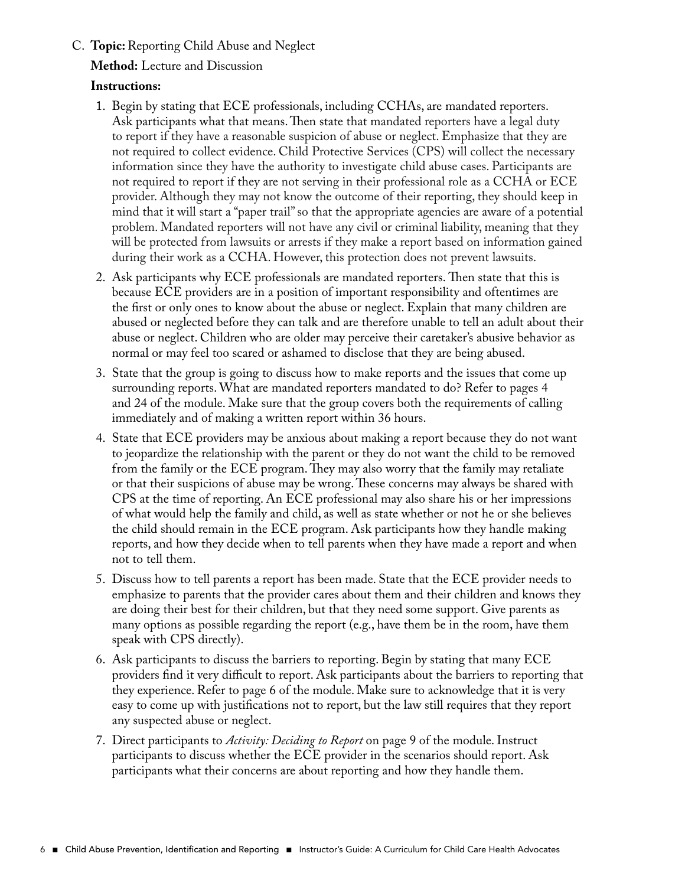C. **Topic:** Reporting Child Abuse and Neglect

**Method:** Lecture and Discussion

**Instructions:**

1. Begin by stating that ECE professionals, including CCHAs, are mandated reporters. Ask participants what that means. Then state that mandated reporters have a legal duty to report if they have a reasonable suspicion of abuse or neglect. Emphasize that they are not required to collect evidence. Child Protective Services (CPS) will collect the necessary information since they have the authority to investigate child abuse cases. Participants are not required to report if they are not serving in their professional role as a CCHA or ECE provider. Although they may not know the outcome of their reporting, they should keep in mind that it will start a "paper trail" so that the appropriate agencies are aware of a potential problem. Mandated reporters will not have any civil or criminal liability, meaning that they will be protected from lawsuits or arrests if they make a report based on information gained during their work as a CCHA. However, this protection does not prevent lawsuits.
2. Ask participants why ECE professionals are mandated reporters. Then state that this is because ECE providers are in a position of important responsibility and oftentimes are the first or only ones to know about the abuse or neglect. Explain that many children are abused or neglected before they can talk and are therefore unable to tell an adult about their abuse or neglect. Children who are older may perceive their caretaker's abusive behavior as normal or may feel too scared or ashamed to disclose that they are being abused.
3. State that the group is going to discuss how to make reports and the issues that come up surrounding reports. What are mandated reporters mandated to do? Refer to pages 4 and 24 of the module. Make sure that the group covers both the requirements of calling immediately and of making a written report within 36 hours.
4. State that ECE providers may be anxious about making a report because they do not want to jeopardize the relationship with the parent or they do not want the child to be removed from the family or the ECE program. They may also worry that the family may retaliate or that their suspicions of abuse may be wrong. These concerns may always be shared with CPS at the time of reporting. An ECE professional may also share his or her impressions of what would help the family and child, as well as state whether or not he or she believes the child should remain in the ECE program. Ask participants how they handle making reports, and how they decide when to tell parents when they have made a report and when not to tell them.
5. Discuss how to tell parents a report has been made. State that the ECE provider needs to emphasize to parents that the provider cares about them and their children and knows they are doing their best for their children, but that they need some support. Give parents as many options as possible regarding the report (e.g., have them be in the room, have them speak with CPS directly).
6. Ask participants to discuss the barriers to reporting. Begin by stating that many ECE providers find it very difficult to report. Ask participants about the barriers to reporting that they experience. Refer to page 6 of the module. Make sure to acknowledge that it is very easy to come up with justifications not to report, but the law still requires that they report any suspected abuse or neglect.
7. Direct participants to *Activity: Deciding to Report* on page 9 of the module. Instruct participants to discuss whether the ECE provider in the scenarios should report. Ask participants what their concerns are about reporting and how they handle them.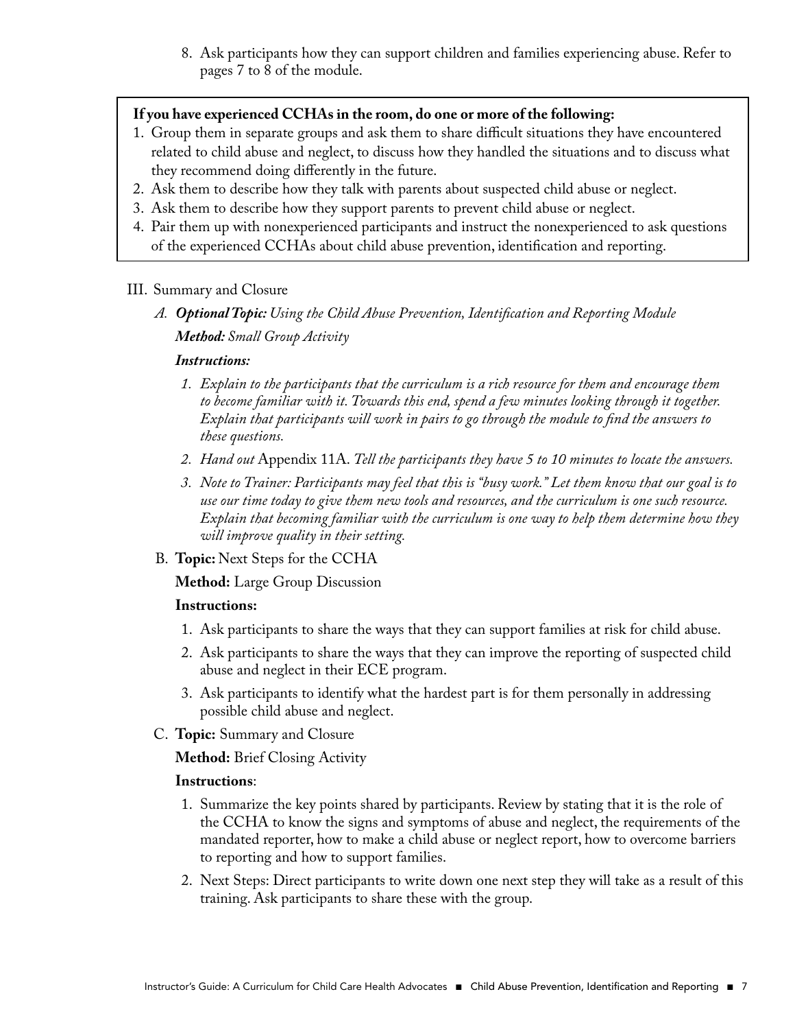8. Ask participants how they can support children and families experiencing abuse. Refer to pages 7 to 8 of the module.

**If you have experienced CCHAs in the room, do one or more of the following:**

1. Group them in separate groups and ask them to share difficult situations they have encountered related to child abuse and neglect, to discuss how they handled the situations and to discuss what they recommend doing differently in the future.
2. Ask them to describe how they talk with parents about suspected child abuse or neglect.
3. Ask them to describe how they support parents to prevent child abuse or neglect.
4. Pair them up with nonexperienced participants and instruct the nonexperienced to ask questions of the experienced CCHAs about child abuse prevention, identification and reporting.

III. Summary and Closure

A. ***Optional Topic:*** *Using the Child Abuse Prevention, Identification and Reporting Module*

***Method:*** *Small Group Activity*

***Instructions:***

1. *Explain to the participants that the curriculum is a rich resource for them and encourage them to become familiar with it. Towards this end, spend a few minutes looking through it together. Explain that participants will work in pairs to go through the module to find the answers to these questions.*
2. *Hand out* Appendix 11A. *Tell the participants they have 5 to 10 minutes to locate the answers.*
3. *Note to Trainer: Participants may feel that this is "busy work." Let them know that our goal is to use our time today to give them new tools and resources, and the curriculum is one such resource. Explain that becoming familiar with the curriculum is one way to help them determine how they will improve quality in their setting.*

B. **Topic:** Next Steps for the CCHA

**Method:** Large Group Discussion

**Instructions:**

1. Ask participants to share the ways that they can support families at risk for child abuse.
2. Ask participants to share the ways that they can improve the reporting of suspected child abuse and neglect in their ECE program.
3. Ask participants to identify what the hardest part is for them personally in addressing possible child abuse and neglect.

C. **Topic:** Summary and Closure

**Method:** Brief Closing Activity

**Instructions**:

1. Summarize the key points shared by participants. Review by stating that it is the role of the CCHA to know the signs and symptoms of abuse and neglect, the requirements of the mandated reporter, how to make a child abuse or neglect report, how to overcome barriers to reporting and how to support families.
2. Next Steps: Direct participants to write down one next step they will take as a result of this training. Ask participants to share these with the group.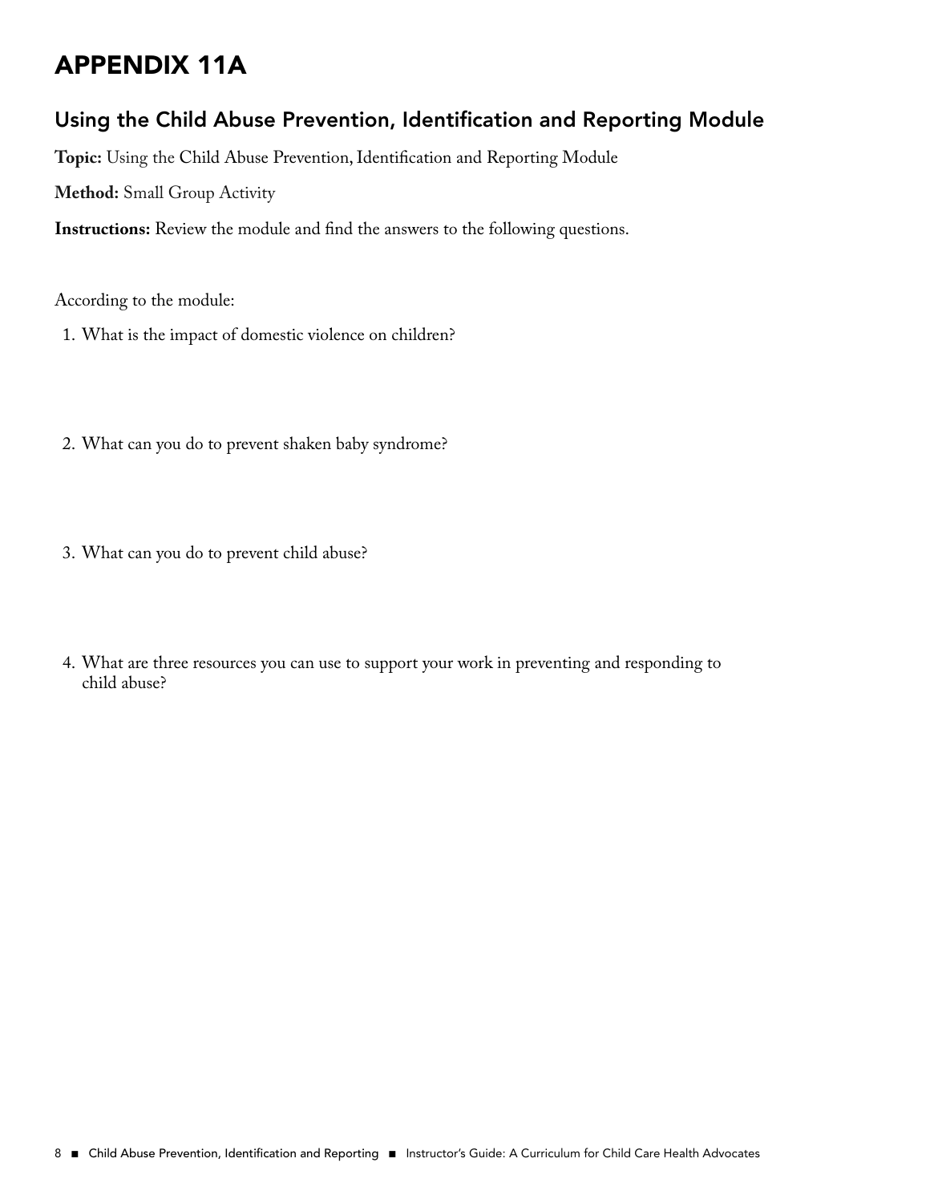# APPENDIX 11A

## Using the Child Abuse Prevention, Identification and Reporting Module

**Topic:** Using the Child Abuse Prevention, Identification and Reporting Module

**Method:** Small Group Activity

**Instructions:** Review the module and find the answers to the following questions.

According to the module:

1. What is the impact of domestic violence on children?

2. What can you do to prevent shaken baby syndrome?

3. What can you do to prevent child abuse?

4. What are three resources you can use to support your work in preventing and responding to child abuse?